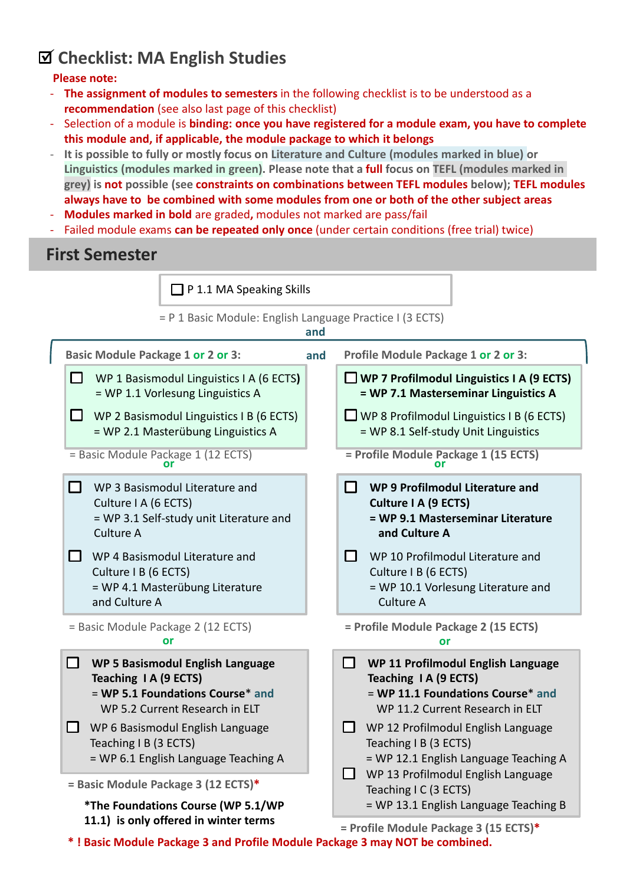# ☑ Checklist: MA English Studies

**Please note:**

- **The assignment of modules to semesters** in the following checklist is to be understood as a **recommendation** (see also last page of this checklist)
- Selection of a module is **binding: once you have registered for a module exam, you have to complete this module and, if applicable, the module package to which it belongs**
- It is possible to fully or mostly focus on **Literature and Culture (modules marked in blue)** or **Linguistics (modules marked in green)**. Please note that a **full** focus on **TEFL (modules marked in grey)** is **not** possible (see **constraints on combinations between TEFL modules** below); **TEFL modules always have to be combined with some modules from one or both of the other subject areas**
- **Modules marked in bold** are graded**,** modules not marked are pass/fail
- Failed module exams **can be repeated only once** (under certain conditions (free trial) twice)

## First Semester

☐ P 1.1 MA Speaking Skills

= P 1 Basic Module: English Language Practice I (3 ECTS)

**and**

**Basic Module Package 1 or 2 or 3:** **and** **Profile Module Package 1 or 2 or 3:**

| Basic Module Package | Profile Module Package |
|---|---|
| ☐ WP 1 Basismodul Linguistics I A (6 ECTS) = WP 1.1 Vorlesung Linguistics A<br>☐ WP 2 Basismodul Linguistics I B (6 ECTS) = WP 2.1 Masterübung Linguistics A<br>= Basic Module Package 1 (12 ECTS) | ☐ **WP 7 Profilmodul Linguistics I A (9 ECTS) = WP 7.1 Masterseminar Linguistics A**<br>☐ WP 8 Profilmodul Linguistics I B (6 ECTS) = WP 8.1 Self-study Unit Linguistics<br>**= Profile Module Package 1 (15 ECTS)** |
| or | or |
| ☐ WP 3 Basismodul Literature and Culture I A (6 ECTS) = WP 3.1 Self-study unit Literature and Culture A<br>☐ WP 4 Basismodul Literature and Culture I B (6 ECTS) = WP 4.1 Masterübung Literature and Culture A<br>= Basic Module Package 2 (12 ECTS) | ☐ **WP 9 Profilmodul Literature and Culture I A (9 ECTS) = WP 9.1 Masterseminar Literature and Culture A**<br>☐ WP 10 Profilmodul Literature and Culture I B (6 ECTS) = WP 10.1 Vorlesung Literature and Culture A<br>**= Profile Module Package 2 (15 ECTS)** |
| or | or |
| ☐ **WP 5 Basismodul English Language Teaching I A (9 ECTS) = WP 5.1 Foundations Course*** and WP 5.2 Current Research in ELT<br>☐ WP 6 Basismodul English Language Teaching I B (3 ECTS) = WP 6.1 English Language Teaching A<br>**= Basic Module Package 3 (12 ECTS)***<br>***The Foundations Course (WP 5.1/WP 11.1) is only offered in winter terms** | ☐ **WP 11 Profilmodul English Language Teaching I A (9 ECTS) = WP 11.1 Foundations Course*** and WP 11.2 Current Research in ELT<br>☐ WP 12 Profilmodul English Language Teaching I B (3 ECTS) = WP 12.1 English Language Teaching A<br>☐ WP 13 Profilmodul English Language Teaching I C (3 ECTS) = WP 13.1 English Language Teaching B<br>**= Profile Module Package 3 (15 ECTS)*** |

**\* ! Basic Module Package 3 and Profile Module Package 3 may NOT be combined.**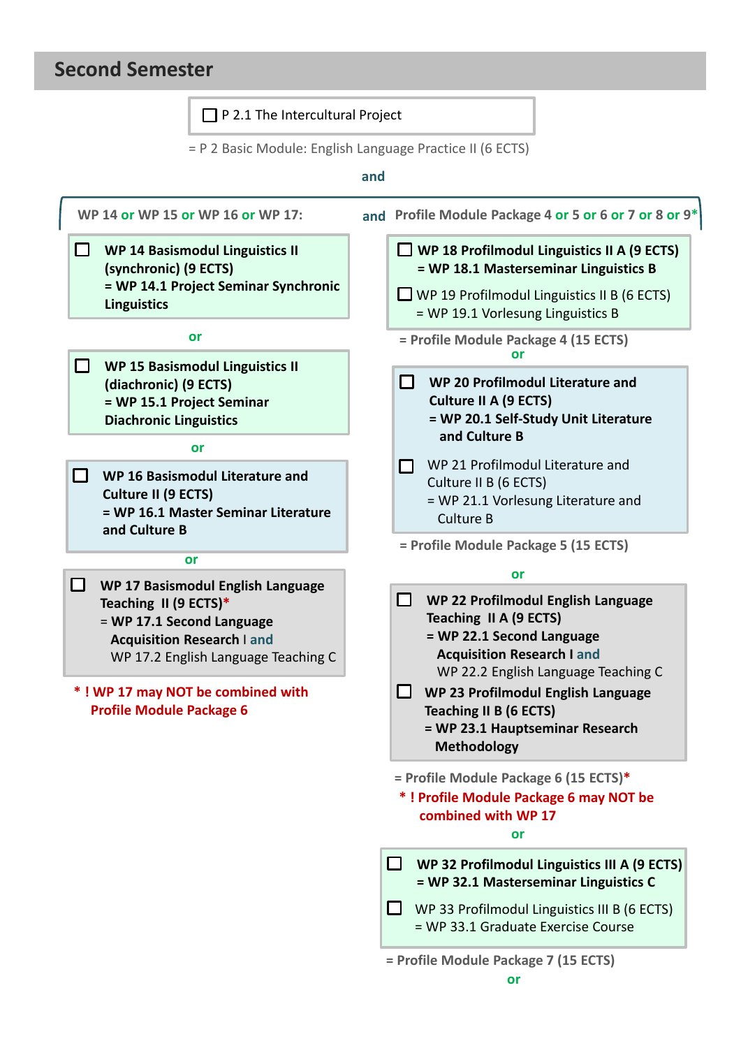## Second Semester

☐ P 2.1 The Intercultural Project

= P 2 Basic Module: English Language Practice II (6 ECTS)

and

**WP 14 or WP 15 or WP 16 or WP 17:**

☐ **WP 14 Basismodul Linguistics II (synchronic) (9 ECTS)**
**= WP 14.1 Project Seminar Synchronic Linguistics**

or

☐ **WP 15 Basismodul Linguistics II (diachronic) (9 ECTS)**
**= WP 15.1 Project Seminar Diachronic Linguistics**

or

☐ **WP 16 Basismodul Literature and Culture II (9 ECTS)**
**= WP 16.1 Master Seminar Literature and Culture B**

or

☐ **WP 17 Basismodul English Language Teaching II (9 ECTS)***
**= WP 17.1 Second Language Acquisition Research I** and
WP 17.2 English Language Teaching C

**\* ! WP 17 may NOT be combined with Profile Module Package 6**

**and Profile Module Package 4 or 5 or 6 or 7 or 8 or 9***

☐ **WP 18 Profilmodul Linguistics II A (9 ECTS)**
**= WP 18.1 Masterseminar Linguistics B**

☐ WP 19 Profilmodul Linguistics II B (6 ECTS)
= WP 19.1 Vorlesung Linguistics B

**= Profile Module Package 4 (15 ECTS)**

or

☐ **WP 20 Profilmodul Literature and Culture II A (9 ECTS)**
**= WP 20.1 Self-Study Unit Literature and Culture B**

☐ WP 21 Profilmodul Literature and Culture II B (6 ECTS)
= WP 21.1 Vorlesung Literature and Culture B

**= Profile Module Package 5 (15 ECTS)**

or

☐ **WP 22 Profilmodul English Language Teaching II A (9 ECTS)**
**= WP 22.1 Second Language Acquisition Research I** and
WP 22.2 English Language Teaching C

☐ **WP 23 Profilmodul English Language Teaching II B (6 ECTS)**
**= WP 23.1 Hauptseminar Research Methodology**

**= Profile Module Package 6 (15 ECTS)***

**\* ! Profile Module Package 6 may NOT be combined with WP 17**

or

☐ **WP 32 Profilmodul Linguistics III A (9 ECTS)**
**= WP 32.1 Masterseminar Linguistics C**

☐ WP 33 Profilmodul Linguistics III B (6 ECTS)
= WP 33.1 Graduate Exercise Course

**= Profile Module Package 7 (15 ECTS)**

or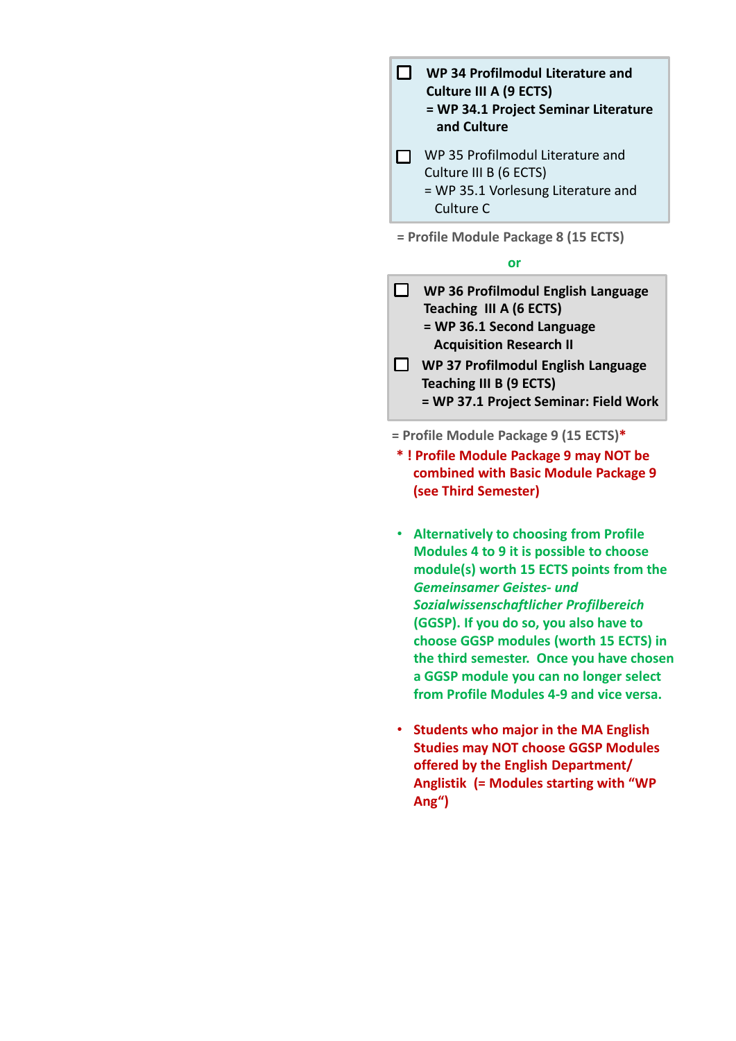- [ ] **WP 34 Profilmodul Literature and Culture III A (9 ECTS)**
  **= WP 34.1 Project Seminar Literature and Culture**

- [ ] WP 35 Profilmodul Literature and Culture III B (6 ECTS)
  = WP 35.1 Vorlesung Literature and Culture C

**= Profile Module Package 8 (15 ECTS)**

**or**

- [ ] **WP 36 Profilmodul English Language Teaching III A (6 ECTS)**
  **= WP 36.1 Second Language Acquisition Research II**
- [ ] **WP 37 Profilmodul English Language Teaching III B (9 ECTS)**
  **= WP 37.1 Project Seminar: Field Work**

**= Profile Module Package 9 (15 ECTS)***

**\* ! Profile Module Package 9 may NOT be combined with Basic Module Package 9 (see Third Semester)**

- **Alternatively to choosing from Profile Modules 4 to 9 it is possible to choose module(s) worth 15 ECTS points from the *Gemeinsamer Geistes- und Sozialwissenschaftlicher Profilbereich* (GGSP). If you do so, you also have to choose GGSP modules (worth 15 ECTS) in the third semester. Once you have chosen a GGSP module you can no longer select from Profile Modules 4-9 and vice versa.**

- **Students who major in the MA English Studies may NOT choose GGSP Modules offered by the English Department/ Anglistik (= Modules starting with "WP Ang")**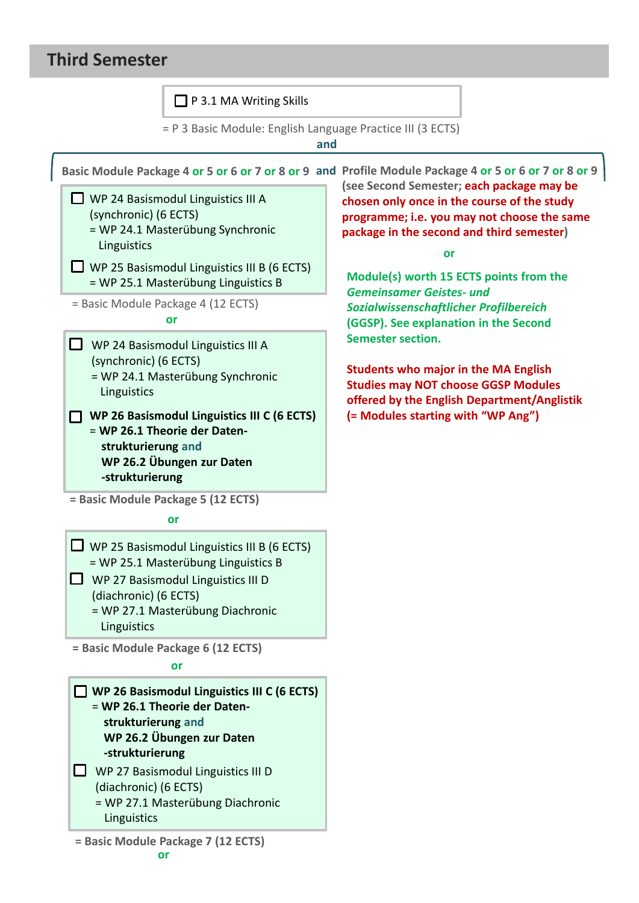## Third Semester

☐ P 3.1 MA Writing Skills

= P 3 Basic Module: English Language Practice III (3 ECTS)

**and**

**Basic Module Package 4 or 5 or 6 or 7 or 8 or 9** **and** **Profile Module Package 4 or 5 or 6 or 7 or 8 or 9**

☐ WP 24 Basismodul Linguistics III A (synchronic) (6 ECTS)
= WP 24.1 Masterübung Synchronic Linguistics

☐ WP 25 Basismodul Linguistics III B (6 ECTS)
= WP 25.1 Masterübung Linguistics B

= Basic Module Package 4 (12 ECTS)

**or**

☐ WP 24 Basismodul Linguistics III A (synchronic) (6 ECTS)
= WP 24.1 Masterübung Synchronic Linguistics

☐ **WP 26 Basismodul Linguistics III C (6 ECTS)**
= **WP 26.1 Theorie der Daten-strukturierung** **and**
**WP 26.2 Übungen zur Daten -strukturierung**

**= Basic Module Package 5 (12 ECTS)**

**or**

☐ WP 25 Basismodul Linguistics III B (6 ECTS)
= WP 25.1 Masterübung Linguistics B

☐ WP 27 Basismodul Linguistics III D (diachronic) (6 ECTS)
= WP 27.1 Masterübung Diachronic Linguistics

**= Basic Module Package 6 (12 ECTS)**

**or**

☐ **WP 26 Basismodul Linguistics III C (6 ECTS)**
= **WP 26.1 Theorie der Daten-strukturierung** **and**
**WP 26.2 Übungen zur Daten -strukturierung**

☐ WP 27 Basismodul Linguistics III D (diachronic) (6 ECTS)
= WP 27.1 Masterübung Diachronic Linguistics

**= Basic Module Package 7 (12 ECTS)**

**or**

**(see Second Semester; each package may be chosen only once in the course of the study programme; i.e. you may not choose the same package in the second and third semester)**

**or**

**Module(s) worth 15 ECTS points from the *Gemeinsamer Geistes- und Sozialwissenschaftlicher Profilbereich* (GGSP). See explanation in the Second Semester section.**

**Students who major in the MA English Studies may NOT choose GGSP Modules offered by the English Department/Anglistik (= Modules starting with "WP Ang")**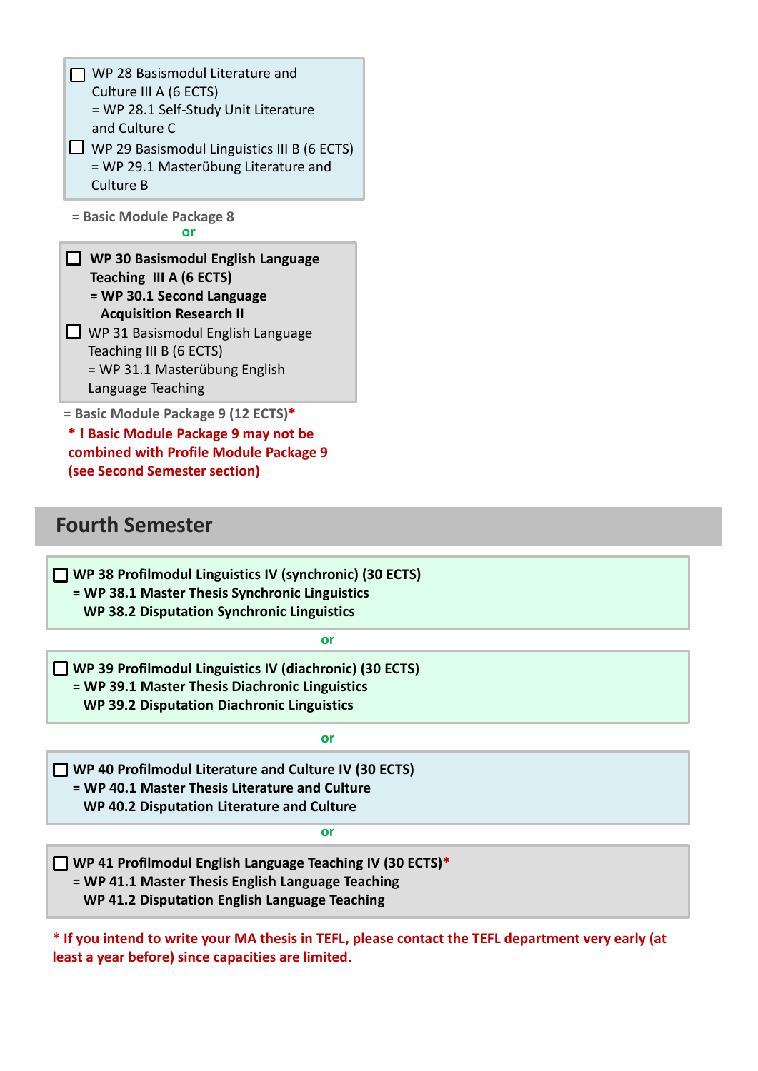- ☐ WP 28 Basismodul Literature and Culture III A (6 ECTS)
  = WP 28.1 Self-Study Unit Literature and Culture C
- ☐ WP 29 Basismodul Linguistics III B (6 ECTS)
  = WP 29.1 Masterübung Literature and Culture B

= **Basic Module Package 8**

**or**

- ☐ **WP 30 Basismodul English Language Teaching III A (6 ECTS)**
  **= WP 30.1 Second Language Acquisition Research II**
- ☐ WP 31 Basismodul English Language Teaching III B (6 ECTS)
  = WP 31.1 Masterübung English Language Teaching

= **Basic Module Package 9 (12 ECTS)***

**\* ! Basic Module Package 9 may not be combined with Profile Module Package 9 (see Second Semester section)**

## Fourth Semester

- ☐ **WP 38 Profilmodul Linguistics IV (synchronic) (30 ECTS)**
  **= WP 38.1 Master Thesis Synchronic Linguistics**
  **WP 38.2 Disputation Synchronic Linguistics**

**or**

- ☐ **WP 39 Profilmodul Linguistics IV (diachronic) (30 ECTS)**
  **= WP 39.1 Master Thesis Diachronic Linguistics**
  **WP 39.2 Disputation Diachronic Linguistics**

**or**

- ☐ **WP 40 Profilmodul Literature and Culture IV (30 ECTS)**
  **= WP 40.1 Master Thesis Literature and Culture**
  **WP 40.2 Disputation Literature and Culture**

**or**

- ☐ **WP 41 Profilmodul English Language Teaching IV (30 ECTS)***
  **= WP 41.1 Master Thesis English Language Teaching**
  **WP 41.2 Disputation English Language Teaching**

**\* If you intend to write your MA thesis in TEFL, please contact the TEFL department very early (at least a year before) since capacities are limited.**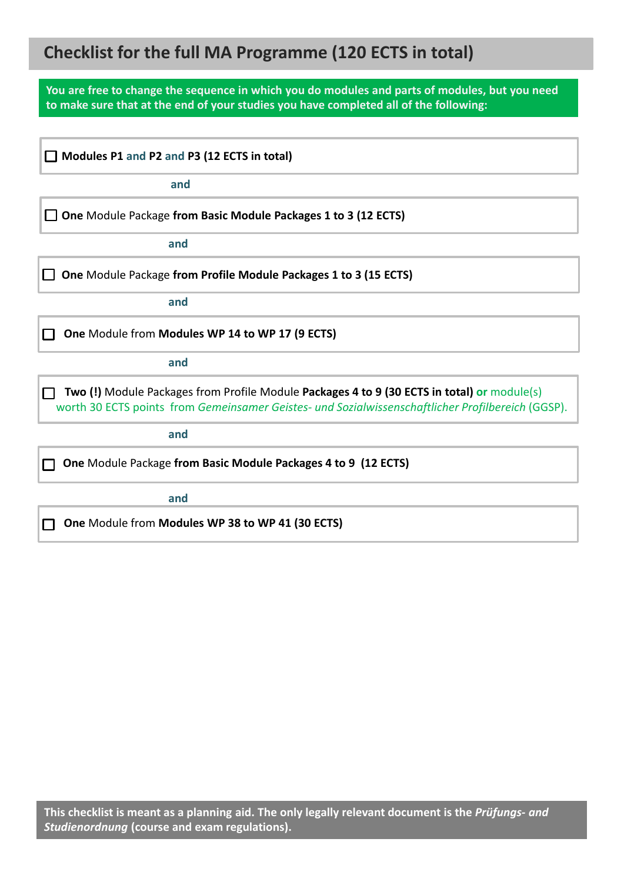# Checklist for the full MA Programme (120 ECTS in total)

**You are free to change the sequence in which you do modules and parts of modules, but you need to make sure that at the end of your studies you have completed all of the following:**

☐ **Modules P1** and **P2** and **P3 (12 ECTS in total)**

and

☐ **One** Module Package **from Basic Module Packages 1 to 3 (12 ECTS)**

and

☐ **One** Module Package **from Profile Module Packages 1 to 3 (15 ECTS)**

and

☐ **One** Module from **Modules WP 14 to WP 17 (9 ECTS)**

and

☐ **Two (!)** Module Packages from Profile Module **Packages 4 to 9 (30 ECTS in total) or** module(s) worth 30 ECTS points from *Gemeinsamer Geistes- und Sozialwissenschaftlicher Profilbereich* (GGSP).

and

☐ **One** Module Package **from Basic Module Packages 4 to 9 (12 ECTS)**

and

☐ **One** Module from **Modules WP 38 to WP 41 (30 ECTS)**

**This checklist is meant as a planning aid. The only legally relevant document is the *Prüfungs- and Studienordnung* (course and exam regulations).**